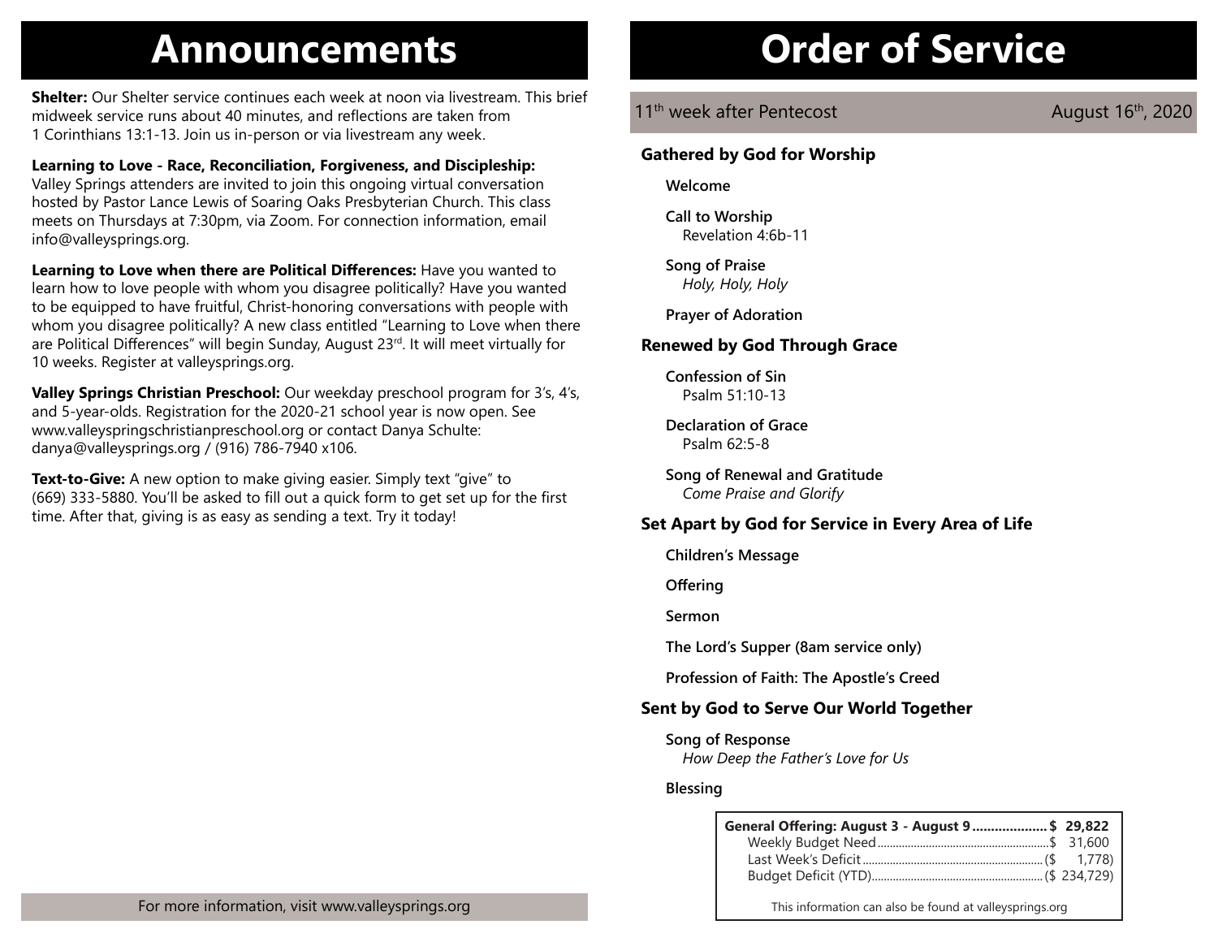# Announcements

**Shelter:** Our Shelter service continues each week at noon via livestream. This brief midweek service runs about 40 minutes, and reflections are taken from 1 Corinthians 13:1-13. Join us in-person or via livestream any week.

**Learning to Love - Race, Reconciliation, Forgiveness, and Discipleship:** Valley Springs attenders are invited to join this ongoing virtual conversation hosted by Pastor Lance Lewis of Soaring Oaks Presbyterian Church. This class meets on Thursdays at 7:30pm, via Zoom. For connection information, email info@valleysprings.org.

**Learning to Love when there are Political Differences:** Have you wanted to learn how to love people with whom you disagree politically? Have you wanted to be equipped to have fruitful, Christ-honoring conversations with people with whom you disagree politically? A new class entitled "Learning to Love when there are Political Differences" will begin Sunday, August 23rd. It will meet virtually for 10 weeks. Register at valleysprings.org.

**Valley Springs Christian Preschool:** Our weekday preschool program for 3's, 4's, and 5-year-olds. Registration for the 2020-21 school year is now open. See www.valleyspringschristianpreschool.org or contact Danya Schulte: danya@valleysprings.org / (916) 786-7940 x106.

**Text-to-Give:** A new option to make giving easier. Simply text "give" to (669) 333-5880. You'll be asked to fill out a quick form to get set up for the first time. After that, giving is as easy as sending a text. Try it today!

For more information, visit www.valleysprings.org

# Order of Service

11th week after Pentecost — August 16th, 2020

## Gathered by God for Worship

**Welcome**

**Call to Worship**
Revelation 4:6b-11

**Song of Praise**
*Holy, Holy, Holy*

**Prayer of Adoration**

## Renewed by God Through Grace

**Confession of Sin**
Psalm 51:10-13

**Declaration of Grace**
Psalm 62:5-8

**Song of Renewal and Gratitude**
*Come Praise and Glorify*

## Set Apart by God for Service in Every Area of Life

**Children's Message**

**Offering**

**Sermon**

**The Lord's Supper (8am service only)**

**Profession of Faith: The Apostle's Creed**

## Sent by God to Serve Our World Together

**Song of Response**
*How Deep the Father's Love for Us*

**Blessing**

| | |
|---|---|
| **General Offering: August 3 - August 9** | **$ 29,822** |
| Weekly Budget Need | $ 31,600 |
| Last Week's Deficit | ($ 1,778) |
| Budget Deficit (YTD) | ($ 234,729) |

This information can also be found at valleysprings.org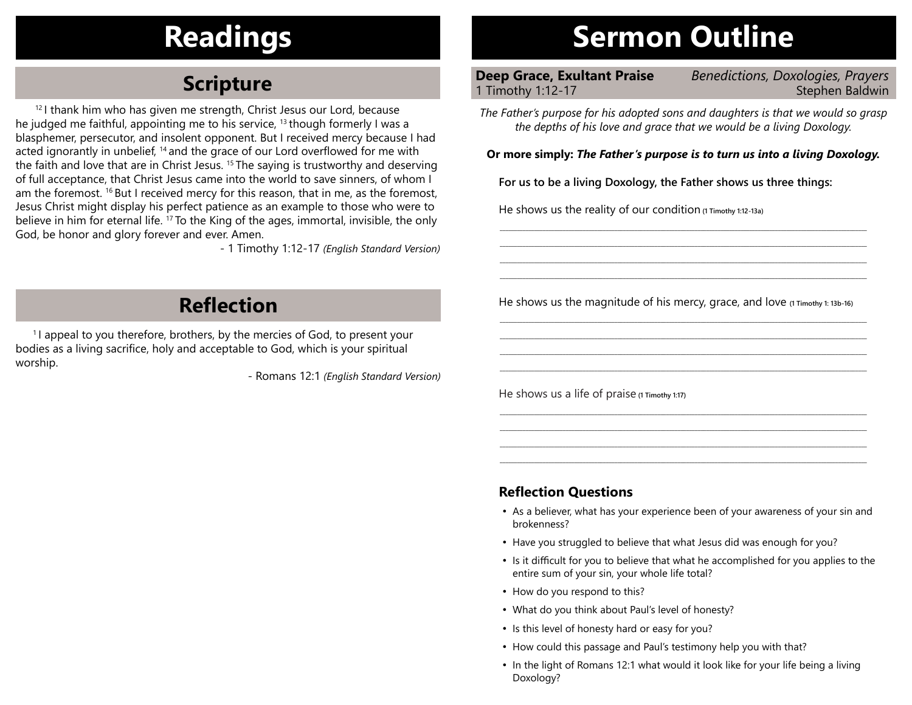# Readings

## Scripture

[12] I thank him who has given me strength, Christ Jesus our Lord, because he judged me faithful, appointing me to his service, [13] though formerly I was a blasphemer, persecutor, and insolent opponent. But I received mercy because I had acted ignorantly in unbelief, [14] and the grace of our Lord overflowed for me with the faith and love that are in Christ Jesus. [15] The saying is trustworthy and deserving of full acceptance, that Christ Jesus came into the world to save sinners, of whom I am the foremost. [16] But I received mercy for this reason, that in me, as the foremost, Jesus Christ might display his perfect patience as an example to those who were to believe in him for eternal life. [17] To the King of the ages, immortal, invisible, the only God, be honor and glory forever and ever. Amen.

- 1 Timothy 1:12-17 *(English Standard Version)*

## Reflection

[1] I appeal to you therefore, brothers, by the mercies of God, to present your bodies as a living sacrifice, holy and acceptable to God, which is your spiritual worship.

- Romans 12:1 *(English Standard Version)*

# Sermon Outline

**Deep Grace, Exultant Praise** — *Benedictions, Doxologies, Prayers*
1 Timothy 1:12-17 — Stephen Baldwin

*The Father's purpose for his adopted sons and daughters is that we would so grasp the depths of his love and grace that we would be a living Doxology.*

**Or more simply: *The Father's purpose is to turn us into a living Doxology.***

**For us to be a living Doxology, the Father shows us three things:**

He shows us the reality of our condition (1 Timothy 1:12-13a)

______________________________________________

______________________________________________

______________________________________________

______________________________________________

He shows us the magnitude of his mercy, grace, and love (1 Timothy 1: 13b-16)

______________________________________________

______________________________________________

______________________________________________

______________________________________________

He shows us a life of praise (1 Timothy 1:17)

______________________________________________

______________________________________________

______________________________________________

______________________________________________

### Reflection Questions

- As a believer, what has your experience been of your awareness of your sin and brokenness?
- Have you struggled to believe that what Jesus did was enough for you?
- Is it difficult for you to believe that what he accomplished for you applies to the entire sum of your sin, your whole life total?
- How do you respond to this?
- What do you think about Paul's level of honesty?
- Is this level of honesty hard or easy for you?
- How could this passage and Paul's testimony help you with that?
- In the light of Romans 12:1 what would it look like for your life being a living Doxology?